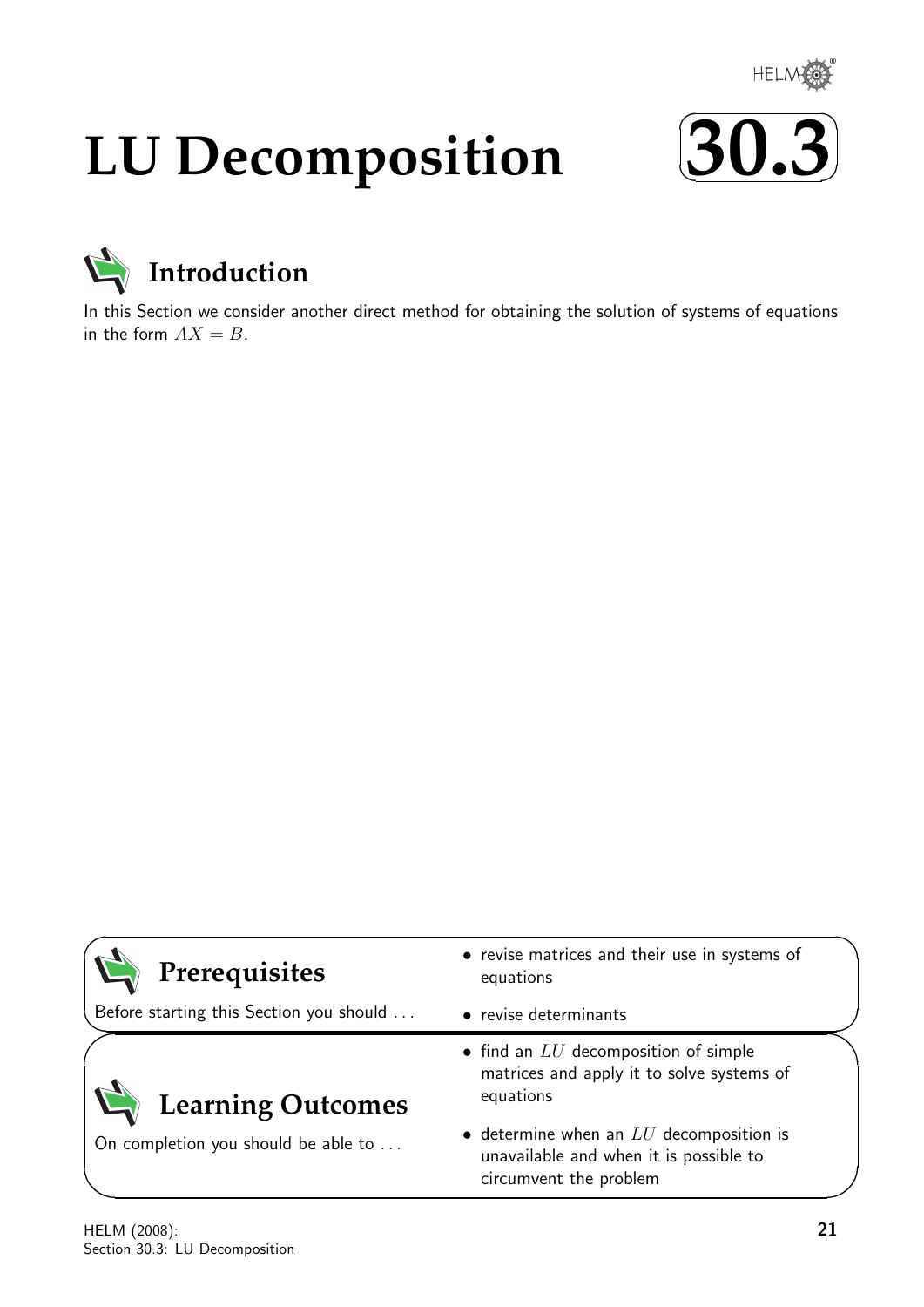# LU Decomposition

**30.3**

## Introduction

In this Section we consider another direct method for obtaining the solution of systems of equations in the form $AX = B$.

## Prerequisites

Before starting this Section you should ...

- revise matrices and their use in systems of equations
- revise determinants

## Learning Outcomes

On completion you should be able to ...

- find an $LU$ decomposition of simple matrices and apply it to solve systems of equations
- determine when an $LU$ decomposition is unavailable and when it is possible to circumvent the problem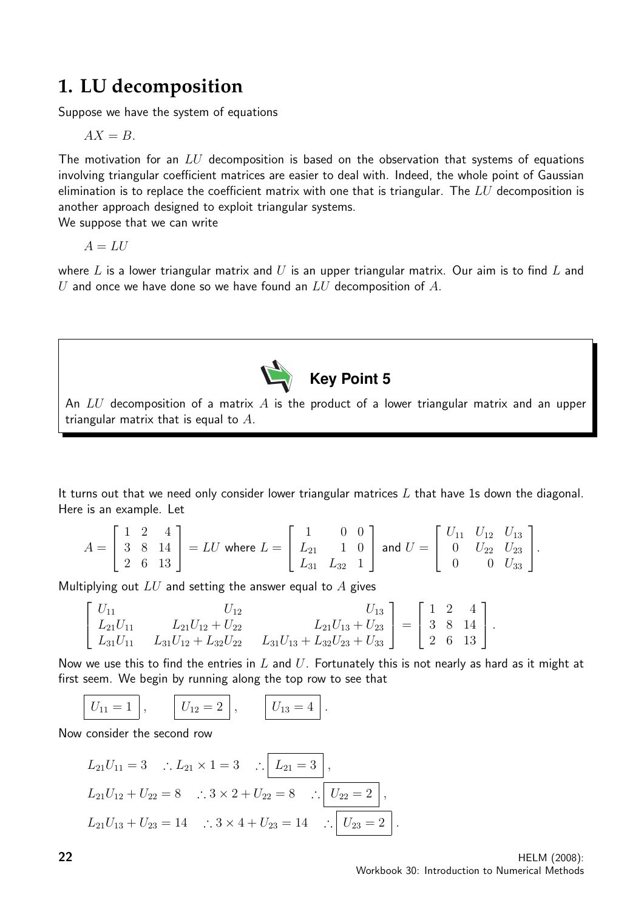# 1. LU decomposition

Suppose we have the system of equations

$$AX = B.$$

The motivation for an $LU$ decomposition is based on the observation that systems of equations involving triangular coefficient matrices are easier to deal with. Indeed, the whole point of Gaussian elimination is to replace the coefficient matrix with one that is triangular. The $LU$ decomposition is another approach designed to exploit triangular systems.

We suppose that we can write

$$A = LU$$

where $L$ is a lower triangular matrix and $U$ is an upper triangular matrix. Our aim is to find $L$ and $U$ and once we have done so we have found an $LU$ decomposition of $A$.

**Key Point 5**

An $LU$ decomposition of a matrix $A$ is the product of a lower triangular matrix and an upper triangular matrix that is equal to $A$.

It turns out that we need only consider lower triangular matrices $L$ that have 1s down the diagonal. Here is an example. Let

$$A = \begin{bmatrix} 1 & 2 & 4 \\ 3 & 8 & 14 \\ 2 & 6 & 13 \end{bmatrix} = LU \text{ where } L = \begin{bmatrix} 1 & 0 & 0 \\ L_{21} & 1 & 0 \\ L_{31} & L_{32} & 1 \end{bmatrix} \text{ and } U = \begin{bmatrix} U_{11} & U_{12} & U_{13} \\ 0 & U_{22} & U_{23} \\ 0 & 0 & U_{33} \end{bmatrix}.$$

Multiplying out $LU$ and setting the answer equal to $A$ gives

$$\begin{bmatrix} U_{11} & U_{12} & U_{13} \\ L_{21}U_{11} & L_{21}U_{12} + U_{22} & L_{21}U_{13} + U_{23} \\ L_{31}U_{11} & L_{31}U_{12} + L_{32}U_{22} & L_{31}U_{13} + L_{32}U_{23} + U_{33} \end{bmatrix} = \begin{bmatrix} 1 & 2 & 4 \\ 3 & 8 & 14 \\ 2 & 6 & 13 \end{bmatrix}.$$

Now we use this to find the entries in $L$ and $U$. Fortunately this is not nearly as hard as it might at first seem. We begin by running along the top row to see that

$$\boxed{U_{11} = 1}, \qquad \boxed{U_{12} = 2}, \qquad \boxed{U_{13} = 4}.$$

Now consider the second row

$$L_{21}U_{11} = 3 \quad \therefore L_{21} \times 1 = 3 \quad \therefore \boxed{L_{21} = 3},$$

$$L_{21}U_{12} + U_{22} = 8 \quad \therefore 3 \times 2 + U_{22} = 8 \quad \therefore \boxed{U_{22} = 2},$$

$$L_{21}U_{13} + U_{23} = 14 \quad \therefore 3 \times 4 + U_{23} = 14 \quad \therefore \boxed{U_{23} = 2}.$$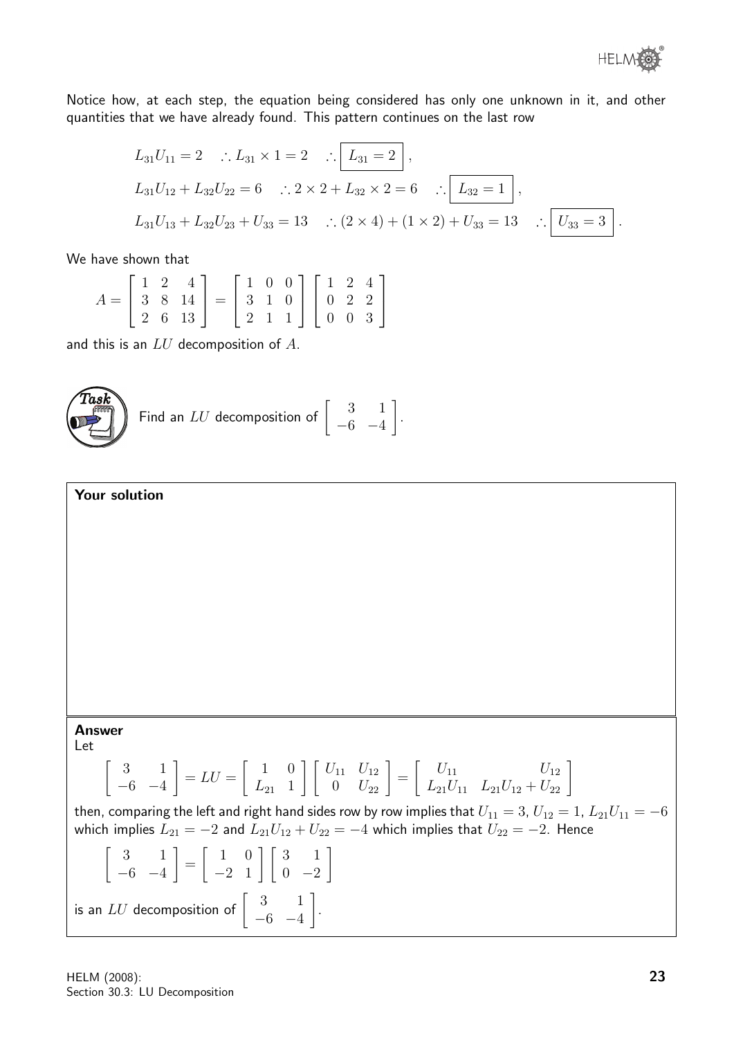Notice how, at each step, the equation being considered has only one unknown in it, and other quantities that we have already found. This pattern continues on the last row

$$L_{31}U_{11} = 2 \quad \therefore L_{31} \times 1 = 2 \quad \therefore \boxed{L_{31} = 2},$$

$$L_{31}U_{12} + L_{32}U_{22} = 6 \quad \therefore 2 \times 2 + L_{32} \times 2 = 6 \quad \therefore \boxed{L_{32} = 1},$$

$$L_{31}U_{13} + L_{32}U_{23} + U_{33} = 13 \quad \therefore (2 \times 4) + (1 \times 2) + U_{33} = 13 \quad \therefore \boxed{U_{33} = 3}.$$

We have shown that

$$A = \begin{bmatrix} 1 & 2 & 4 \\ 3 & 8 & 14 \\ 2 & 6 & 13 \end{bmatrix} = \begin{bmatrix} 1 & 0 & 0 \\ 3 & 1 & 0 \\ 2 & 1 & 1 \end{bmatrix} \begin{bmatrix} 1 & 2 & 4 \\ 0 & 2 & 2 \\ 0 & 0 & 3 \end{bmatrix}$$

and this is an $LU$ decomposition of $A$.

**Task**

Find an $LU$ decomposition of $\begin{bmatrix} 3 & 1 \\ -6 & -4 \end{bmatrix}$.

**Your solution**

**Answer**

Let

$$\begin{bmatrix} 3 & 1 \\ -6 & -4 \end{bmatrix} = LU = \begin{bmatrix} 1 & 0 \\ L_{21} & 1 \end{bmatrix} \begin{bmatrix} U_{11} & U_{12} \\ 0 & U_{22} \end{bmatrix} = \begin{bmatrix} U_{11} & U_{12} \\ L_{21}U_{11} & L_{21}U_{12} + U_{22} \end{bmatrix}$$

then, comparing the left and right hand sides row by row implies that $U_{11} = 3$, $U_{12} = 1$, $L_{21}U_{11} = -6$ which implies $L_{21} = -2$ and $L_{21}U_{12} + U_{22} = -4$ which implies that $U_{22} = -2$. Hence

$$\begin{bmatrix} 3 & 1 \\ -6 & -4 \end{bmatrix} = \begin{bmatrix} 1 & 0 \\ -2 & 1 \end{bmatrix} \begin{bmatrix} 3 & 1 \\ 0 & -2 \end{bmatrix}$$

is an $LU$ decomposition of $\begin{bmatrix} 3 & 1 \\ -6 & -4 \end{bmatrix}$.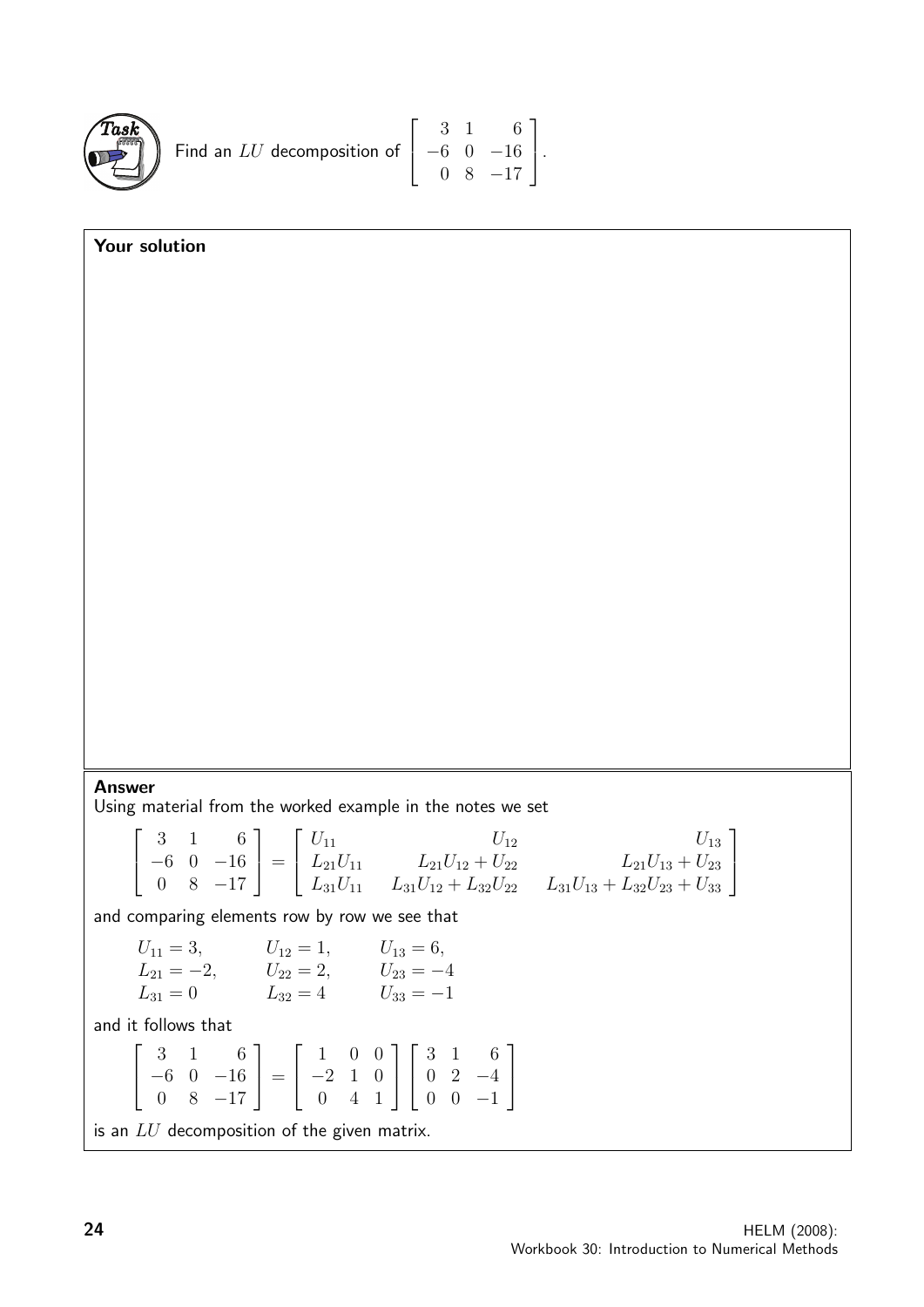**Task**

Find an $LU$ decomposition of $\begin{bmatrix} 3 & 1 & 6 \\ -6 & 0 & -16 \\ 0 & 8 & -17 \end{bmatrix}$.

**Your solution**

**Answer**

Using material from the worked example in the notes we set

$$\begin{bmatrix} 3 & 1 & 6 \\ -6 & 0 & -16 \\ 0 & 8 & -17 \end{bmatrix} = \begin{bmatrix} U_{11} & U_{12} & U_{13} \\ L_{21}U_{11} & L_{21}U_{12} + U_{22} & L_{21}U_{13} + U_{23} \\ L_{31}U_{11} & L_{31}U_{12} + L_{32}U_{22} & L_{31}U_{13} + L_{32}U_{23} + U_{33} \end{bmatrix}$$

and comparing elements row by row we see that

$$\begin{array}{lll} U_{11} = 3, & U_{12} = 1, & U_{13} = 6, \\ L_{21} = -2, & U_{22} = 2, & U_{23} = -4 \\ L_{31} = 0 & L_{32} = 4 & U_{33} = -1 \end{array}$$

and it follows that

$$\begin{bmatrix} 3 & 1 & 6 \\ -6 & 0 & -16 \\ 0 & 8 & -17 \end{bmatrix} = \begin{bmatrix} 1 & 0 & 0 \\ -2 & 1 & 0 \\ 0 & 4 & 1 \end{bmatrix} \begin{bmatrix} 3 & 1 & 6 \\ 0 & 2 & -4 \\ 0 & 0 & -1 \end{bmatrix}$$

is an $LU$ decomposition of the given matrix.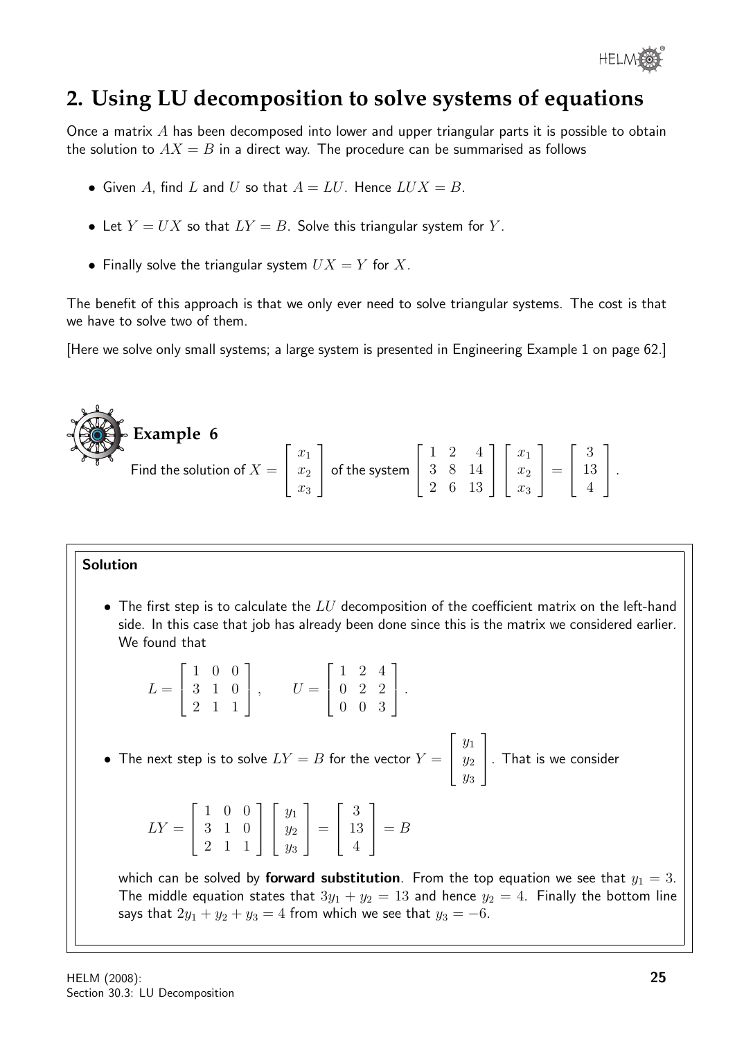## 2. Using LU decomposition to solve systems of equations

Once a matrix $A$ has been decomposed into lower and upper triangular parts it is possible to obtain the solution to $AX = B$ in a direct way. The procedure can be summarised as follows

- Given $A$, find $L$ and $U$ so that $A = LU$. Hence $LUX = B$.
- Let $Y = UX$ so that $LY = B$. Solve this triangular system for $Y$.
- Finally solve the triangular system $UX = Y$ for $X$.

The benefit of this approach is that we only ever need to solve triangular systems. The cost is that we have to solve two of them.

[Here we solve only small systems; a large system is presented in Engineering Example 1 on page 62.]

### Example 6

Find the solution of $X = \begin{bmatrix} x_1 \\ x_2 \\ x_3 \end{bmatrix}$ of the system $\begin{bmatrix} 1 & 2 & 4 \\ 3 & 8 & 14 \\ 2 & 6 & 13 \end{bmatrix} \begin{bmatrix} x_1 \\ x_2 \\ x_3 \end{bmatrix} = \begin{bmatrix} 3 \\ 13 \\ 4 \end{bmatrix}$.

**Solution**

- The first step is to calculate the $LU$ decomposition of the coefficient matrix on the left-hand side. In this case that job has already been done since this is the matrix we considered earlier. We found that

$$L = \begin{bmatrix} 1 & 0 & 0 \\ 3 & 1 & 0 \\ 2 & 1 & 1 \end{bmatrix}, \qquad U = \begin{bmatrix} 1 & 2 & 4 \\ 0 & 2 & 2 \\ 0 & 0 & 3 \end{bmatrix}.$$

- The next step is to solve $LY = B$ for the vector $Y = \begin{bmatrix} y_1 \\ y_2 \\ y_3 \end{bmatrix}$. That is we consider

$$LY = \begin{bmatrix} 1 & 0 & 0 \\ 3 & 1 & 0 \\ 2 & 1 & 1 \end{bmatrix} \begin{bmatrix} y_1 \\ y_2 \\ y_3 \end{bmatrix} = \begin{bmatrix} 3 \\ 13 \\ 4 \end{bmatrix} = B$$

which can be solved by **forward substitution**. From the top equation we see that $y_1 = 3$. The middle equation states that $3y_1 + y_2 = 13$ and hence $y_2 = 4$. Finally the bottom line says that $2y_1 + y_2 + y_3 = 4$ from which we see that $y_3 = -6$.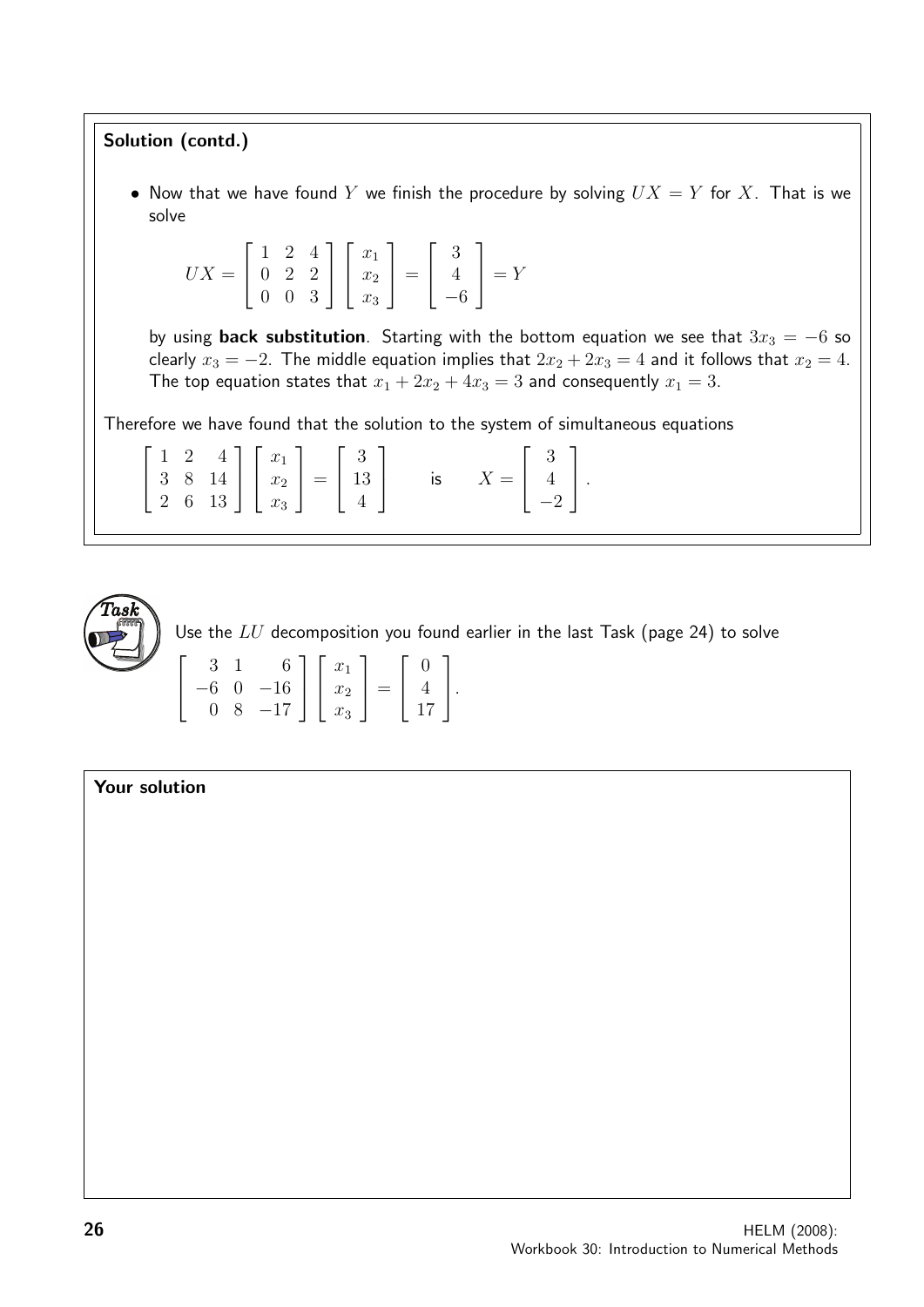**Solution (contd.)**

- Now that we have found $Y$ we finish the procedure by solving $UX = Y$ for $X$. That is we solve

$$UX = \begin{bmatrix} 1 & 2 & 4 \\ 0 & 2 & 2 \\ 0 & 0 & 3 \end{bmatrix} \begin{bmatrix} x_1 \\ x_2 \\ x_3 \end{bmatrix} = \begin{bmatrix} 3 \\ 4 \\ -6 \end{bmatrix} = Y$$

by using **back substitution**. Starting with the bottom equation we see that $3x_3 = -6$ so clearly $x_3 = -2$. The middle equation implies that $2x_2 + 2x_3 = 4$ and it follows that $x_2 = 4$. The top equation states that $x_1 + 2x_2 + 4x_3 = 3$ and consequently $x_1 = 3$.

Therefore we have found that the solution to the system of simultaneous equations

$$\begin{bmatrix} 1 & 2 & 4 \\ 3 & 8 & 14 \\ 2 & 6 & 13 \end{bmatrix} \begin{bmatrix} x_1 \\ x_2 \\ x_3 \end{bmatrix} = \begin{bmatrix} 3 \\ 13 \\ 4 \end{bmatrix} \quad \text{is} \quad X = \begin{bmatrix} 3 \\ 4 \\ -2 \end{bmatrix}.$$

**Task**

Use the $LU$ decomposition you found earlier in the last Task (page 24) to solve

$$\begin{bmatrix} 3 & 1 & 6 \\ -6 & 0 & -16 \\ 0 & 8 & -17 \end{bmatrix} \begin{bmatrix} x_1 \\ x_2 \\ x_3 \end{bmatrix} = \begin{bmatrix} 0 \\ 4 \\ 17 \end{bmatrix}.$$

**Your solution**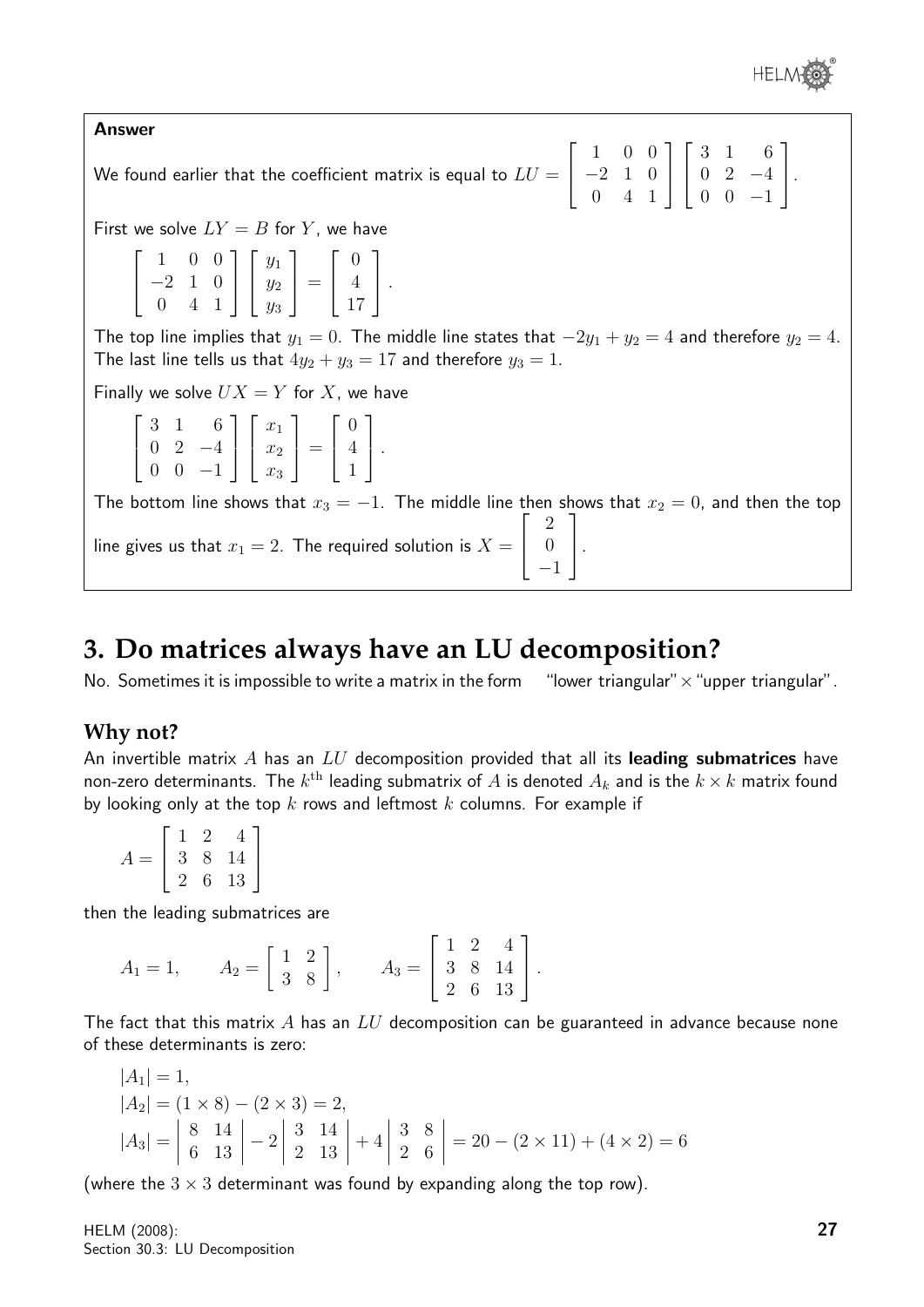**Answer**

We found earlier that the coefficient matrix is equal to $LU = \begin{bmatrix} 1 & 0 & 0 \\ -2 & 1 & 0 \\ 0 & 4 & 1 \end{bmatrix} \begin{bmatrix} 3 & 1 & 6 \\ 0 & 2 & -4 \\ 0 & 0 & -1 \end{bmatrix}$.

First we solve $LY = B$ for $Y$, we have

$$\begin{bmatrix} 1 & 0 & 0 \\ -2 & 1 & 0 \\ 0 & 4 & 1 \end{bmatrix} \begin{bmatrix} y_1 \\ y_2 \\ y_3 \end{bmatrix} = \begin{bmatrix} 0 \\ 4 \\ 17 \end{bmatrix}.$$

The top line implies that $y_1 = 0$. The middle line states that $-2y_1 + y_2 = 4$ and therefore $y_2 = 4$. The last line tells us that $4y_2 + y_3 = 17$ and therefore $y_3 = 1$.

Finally we solve $UX = Y$ for $X$, we have

$$\begin{bmatrix} 3 & 1 & 6 \\ 0 & 2 & -4 \\ 0 & 0 & -1 \end{bmatrix} \begin{bmatrix} x_1 \\ x_2 \\ x_3 \end{bmatrix} = \begin{bmatrix} 0 \\ 4 \\ 1 \end{bmatrix}.$$

The bottom line shows that $x_3 = -1$. The middle line then shows that $x_2 = 0$, and then the top line gives us that $x_1 = 2$. The required solution is $X = \begin{bmatrix} 2 \\ 0 \\ -1 \end{bmatrix}$.

# 3. Do matrices always have an LU decomposition?

No. Sometimes it is impossible to write a matrix in the form "lower triangular" $\times$ "upper triangular".

## Why not?

An invertible matrix $A$ has an $LU$ decomposition provided that all its **leading submatrices** have non-zero determinants. The $k^{\text{th}}$ leading submatrix of $A$ is denoted $A_k$ and is the $k \times k$ matrix found by looking only at the top $k$ rows and leftmost $k$ columns. For example if

$$A = \begin{bmatrix} 1 & 2 & 4 \\ 3 & 8 & 14 \\ 2 & 6 & 13 \end{bmatrix}$$

then the leading submatrices are

$$A_1 = 1, \qquad A_2 = \begin{bmatrix} 1 & 2 \\ 3 & 8 \end{bmatrix}, \qquad A_3 = \begin{bmatrix} 1 & 2 & 4 \\ 3 & 8 & 14 \\ 2 & 6 & 13 \end{bmatrix}.$$

The fact that this matrix $A$ has an $LU$ decomposition can be guaranteed in advance because none of these determinants is zero:

$$|A_1| = 1,$$
$$|A_2| = (1 \times 8) - (2 \times 3) = 2,$$
$$|A_3| = \begin{vmatrix} 8 & 14 \\ 6 & 13 \end{vmatrix} - 2\begin{vmatrix} 3 & 14 \\ 2 & 13 \end{vmatrix} + 4\begin{vmatrix} 3 & 8 \\ 2 & 6 \end{vmatrix} = 20 - (2 \times 11) + (4 \times 2) = 6$$

(where the $3 \times 3$ determinant was found by expanding along the top row).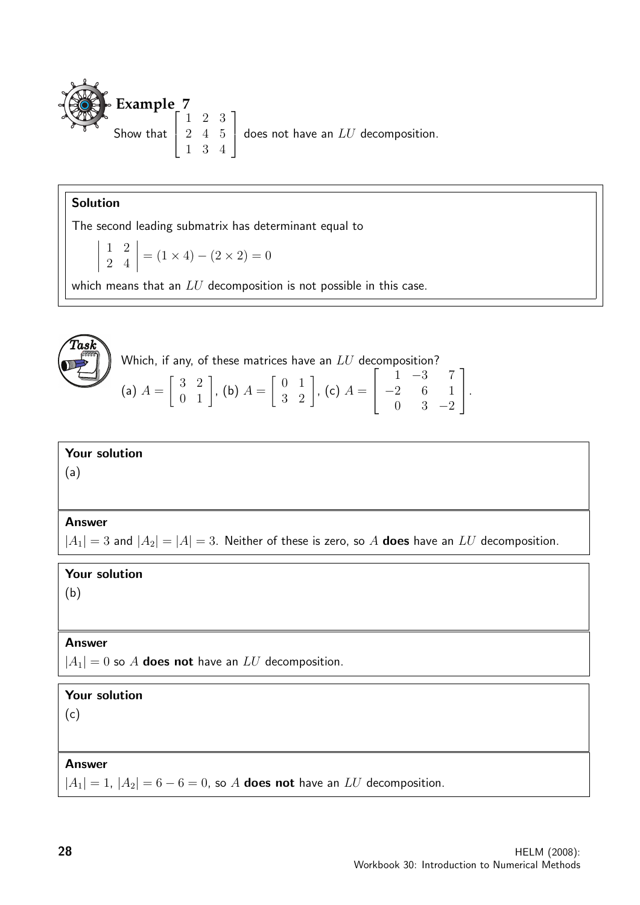## Example 7

Show that $\begin{bmatrix} 1 & 2 & 3 \\ 2 & 4 & 5 \\ 1 & 3 & 4 \end{bmatrix}$ does not have an $LU$ decomposition.

**Solution**

The second leading submatrix has determinant equal to

$$\begin{vmatrix} 1 & 2 \\ 2 & 4 \end{vmatrix} = (1 \times 4) - (2 \times 2) = 0$$

which means that an $LU$ decomposition is not possible in this case.

## Task

Which, if any, of these matrices have an $LU$ decomposition?

(a) $A = \begin{bmatrix} 3 & 2 \\ 0 & 1 \end{bmatrix}$, (b) $A = \begin{bmatrix} 0 & 1 \\ 3 & 2 \end{bmatrix}$, (c) $A = \begin{bmatrix} 1 & -3 & 7 \\ -2 & 6 & 1 \\ 0 & 3 & -2 \end{bmatrix}$.

**Your solution**

(a)

**Answer**

$|A_1| = 3$ and $|A_2| = |A| = 3$. Neither of these is zero, so $A$ **does** have an $LU$ decomposition.

**Your solution**

(b)

**Answer**

$|A_1| = 0$ so $A$ **does not** have an $LU$ decomposition.

**Your solution**

(c)

**Answer**

$|A_1| = 1$, $|A_2| = 6 - 6 = 0$, so $A$ **does not** have an $LU$ decomposition.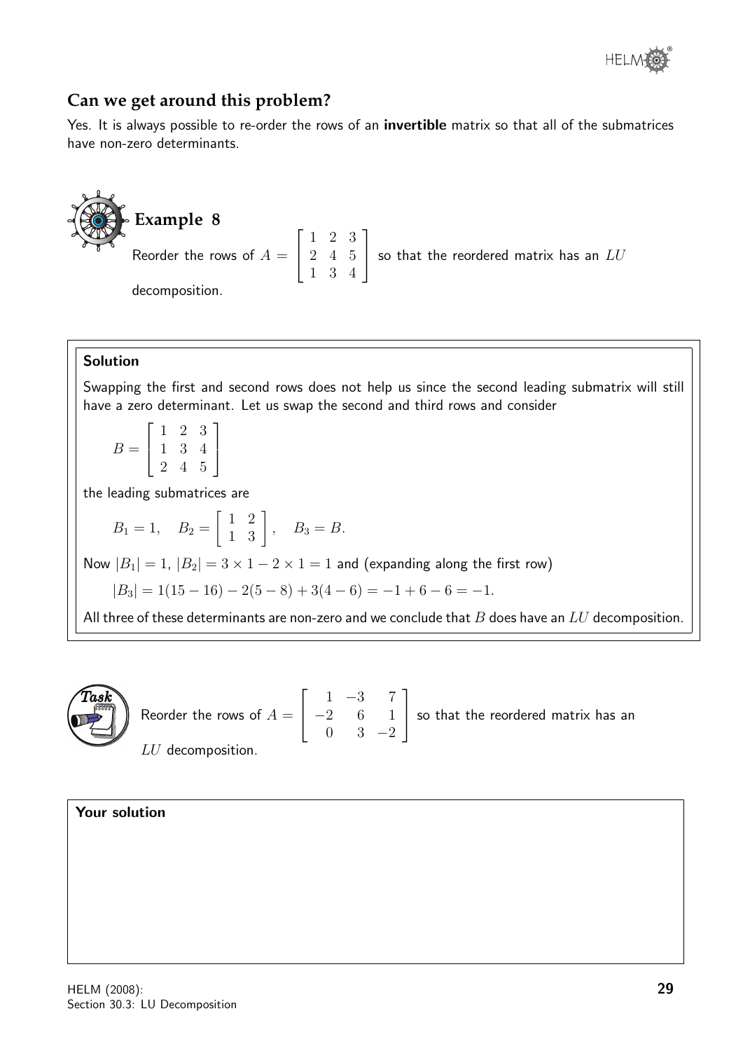## Can we get around this problem?

Yes. It is always possible to re-order the rows of an **invertible** matrix so that all of the submatrices have non-zero determinants.

### Example 8

Reorder the rows of $A = \begin{bmatrix} 1 & 2 & 3 \\ 2 & 4 & 5 \\ 1 & 3 & 4 \end{bmatrix}$ so that the reordered matrix has an $LU$ decomposition.

**Solution**

Swapping the first and second rows does not help us since the second leading submatrix will still have a zero determinant. Let us swap the second and third rows and consider

$$B = \begin{bmatrix} 1 & 2 & 3 \\ 1 & 3 & 4 \\ 2 & 4 & 5 \end{bmatrix}$$

the leading submatrices are

$$B_1 = 1, \quad B_2 = \begin{bmatrix} 1 & 2 \\ 1 & 3 \end{bmatrix}, \quad B_3 = B.$$

Now $|B_1| = 1$, $|B_2| = 3 \times 1 - 2 \times 1 = 1$ and (expanding along the first row)

$$|B_3| = 1(15 - 16) - 2(5 - 8) + 3(4 - 6) = -1 + 6 - 6 = -1.$$

All three of these determinants are non-zero and we conclude that $B$ does have an $LU$ decomposition.

### Task

Reorder the rows of $A = \begin{bmatrix} 1 & -3 & 7 \\ -2 & 6 & 1 \\ 0 & 3 & -2 \end{bmatrix}$ so that the reordered matrix has an $LU$ decomposition.

**Your solution**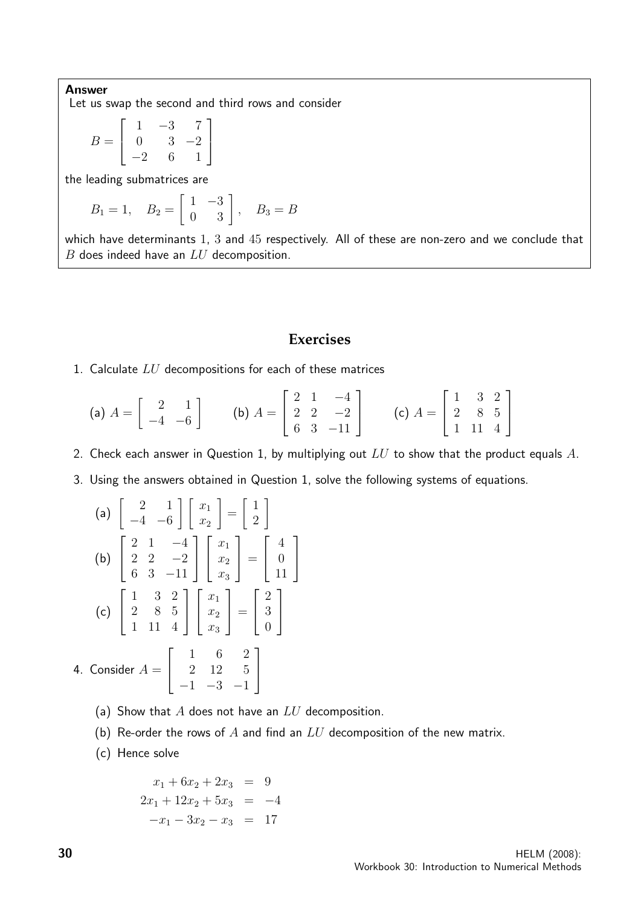**Answer**

Let us swap the second and third rows and consider

$$B = \begin{bmatrix} 1 & -3 & 7 \\ 0 & 3 & -2 \\ -2 & 6 & 1 \end{bmatrix}$$

the leading submatrices are

$$B_1 = 1, \quad B_2 = \begin{bmatrix} 1 & -3 \\ 0 & 3 \end{bmatrix}, \quad B_3 = B$$

which have determinants 1, 3 and 45 respectively. All of these are non-zero and we conclude that $B$ does indeed have an $LU$ decomposition.

## Exercises

1. Calculate $LU$ decompositions for each of these matrices

   (a) $A = \begin{bmatrix} 2 & 1 \\ -4 & -6 \end{bmatrix}$ (b) $A = \begin{bmatrix} 2 & 1 & -4 \\ 2 & 2 & -2 \\ 6 & 3 & -11 \end{bmatrix}$ (c) $A = \begin{bmatrix} 1 & 3 & 2 \\ 2 & 8 & 5 \\ 1 & 11 & 4 \end{bmatrix}$

2. Check each answer in Question 1, by multiplying out $LU$ to show that the product equals $A$.

3. Using the answers obtained in Question 1, solve the following systems of equations.

   (a) $\begin{bmatrix} 2 & 1 \\ -4 & -6 \end{bmatrix} \begin{bmatrix} x_1 \\ x_2 \end{bmatrix} = \begin{bmatrix} 1 \\ 2 \end{bmatrix}$

   (b) $\begin{bmatrix} 2 & 1 & -4 \\ 2 & 2 & -2 \\ 6 & 3 & -11 \end{bmatrix} \begin{bmatrix} x_1 \\ x_2 \\ x_3 \end{bmatrix} = \begin{bmatrix} 4 \\ 0 \\ 11 \end{bmatrix}$

   (c) $\begin{bmatrix} 1 & 3 & 2 \\ 2 & 8 & 5 \\ 1 & 11 & 4 \end{bmatrix} \begin{bmatrix} x_1 \\ x_2 \\ x_3 \end{bmatrix} = \begin{bmatrix} 2 \\ 3 \\ 0 \end{bmatrix}$

4. Consider $A = \begin{bmatrix} 1 & 6 & 2 \\ 2 & 12 & 5 \\ -1 & -3 & -1 \end{bmatrix}$

   (a) Show that $A$ does not have an $LU$ decomposition.

   (b) Re-order the rows of $A$ and find an $LU$ decomposition of the new matrix.

   (c) Hence solve

$$\begin{aligned} x_1 + 6x_2 + 2x_3 &= 9 \\ 2x_1 + 12x_2 + 5x_3 &= -4 \\ -x_1 - 3x_2 - x_3 &= 17 \end{aligned}$$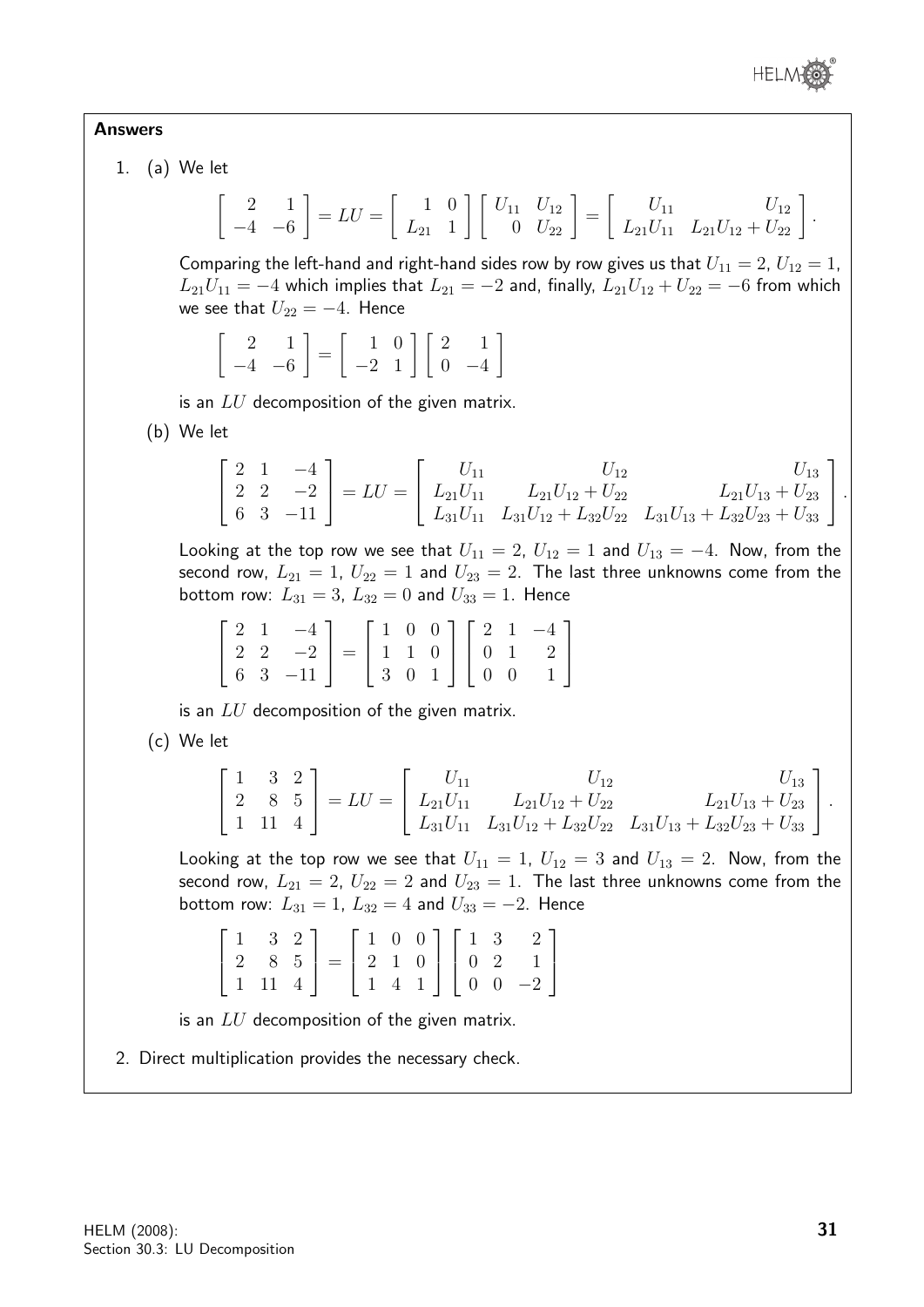**Answers**

1. (a) We let

$$\begin{bmatrix} 2 & 1 \\ -4 & -6 \end{bmatrix} = LU = \begin{bmatrix} 1 & 0 \\ L_{21} & 1 \end{bmatrix} \begin{bmatrix} U_{11} & U_{12} \\ 0 & U_{22} \end{bmatrix} = \begin{bmatrix} U_{11} & U_{12} \\ L_{21}U_{11} & L_{21}U_{12} + U_{22} \end{bmatrix}.$$

Comparing the left-hand and right-hand sides row by row gives us that $U_{11} = 2$, $U_{12} = 1$, $L_{21}U_{11} = -4$ which implies that $L_{21} = -2$ and, finally, $L_{21}U_{12} + U_{22} = -6$ from which we see that $U_{22} = -4$. Hence

$$\begin{bmatrix} 2 & 1 \\ -4 & -6 \end{bmatrix} = \begin{bmatrix} 1 & 0 \\ -2 & 1 \end{bmatrix} \begin{bmatrix} 2 & 1 \\ 0 & -4 \end{bmatrix}$$

is an $LU$ decomposition of the given matrix.

(b) We let

$$\begin{bmatrix} 2 & 1 & -4 \\ 2 & 2 & -2 \\ 6 & 3 & -11 \end{bmatrix} = LU = \begin{bmatrix} U_{11} & U_{12} & U_{13} \\ L_{21}U_{11} & L_{21}U_{12} + U_{22} & L_{21}U_{13} + U_{23} \\ L_{31}U_{11} & L_{31}U_{12} + L_{32}U_{22} & L_{31}U_{13} + L_{32}U_{23} + U_{33} \end{bmatrix}.$$

Looking at the top row we see that $U_{11} = 2$, $U_{12} = 1$ and $U_{13} = -4$. Now, from the second row, $L_{21} = 1$, $U_{22} = 1$ and $U_{23} = 2$. The last three unknowns come from the bottom row: $L_{31} = 3$, $L_{32} = 0$ and $U_{33} = 1$. Hence

$$\begin{bmatrix} 2 & 1 & -4 \\ 2 & 2 & -2 \\ 6 & 3 & -11 \end{bmatrix} = \begin{bmatrix} 1 & 0 & 0 \\ 1 & 1 & 0 \\ 3 & 0 & 1 \end{bmatrix} \begin{bmatrix} 2 & 1 & -4 \\ 0 & 1 & 2 \\ 0 & 0 & 1 \end{bmatrix}$$

is an $LU$ decomposition of the given matrix.

(c) We let

$$\begin{bmatrix} 1 & 3 & 2 \\ 2 & 8 & 5 \\ 1 & 11 & 4 \end{bmatrix} = LU = \begin{bmatrix} U_{11} & U_{12} & U_{13} \\ L_{21}U_{11} & L_{21}U_{12} + U_{22} & L_{21}U_{13} + U_{23} \\ L_{31}U_{11} & L_{31}U_{12} + L_{32}U_{22} & L_{31}U_{13} + L_{32}U_{23} + U_{33} \end{bmatrix}.$$

Looking at the top row we see that $U_{11} = 1$, $U_{12} = 3$ and $U_{13} = 2$. Now, from the second row, $L_{21} = 2$, $U_{22} = 2$ and $U_{23} = 1$. The last three unknowns come from the bottom row: $L_{31} = 1$, $L_{32} = 4$ and $U_{33} = -2$. Hence

$$\begin{bmatrix} 1 & 3 & 2 \\ 2 & 8 & 5 \\ 1 & 11 & 4 \end{bmatrix} = \begin{bmatrix} 1 & 0 & 0 \\ 2 & 1 & 0 \\ 1 & 4 & 1 \end{bmatrix} \begin{bmatrix} 1 & 3 & 2 \\ 0 & 2 & 1 \\ 0 & 0 & -2 \end{bmatrix}$$

is an $LU$ decomposition of the given matrix.

2. Direct multiplication provides the necessary check.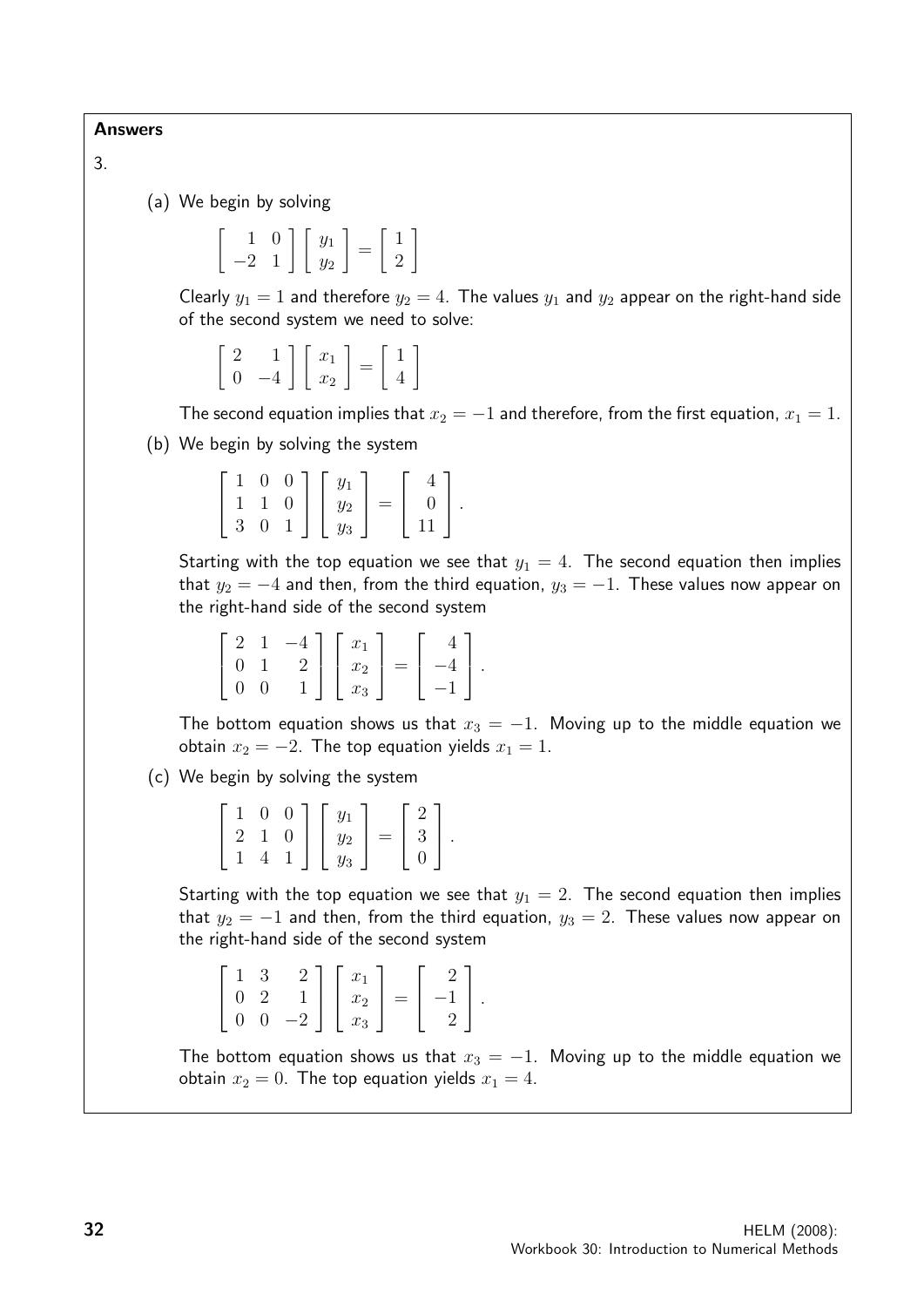**Answers**

3.

(a) We begin by solving

$$\begin{bmatrix} 1 & 0 \\ -2 & 1 \end{bmatrix} \begin{bmatrix} y_1 \\ y_2 \end{bmatrix} = \begin{bmatrix} 1 \\ 2 \end{bmatrix}$$

Clearly $y_1 = 1$ and therefore $y_2 = 4$. The values $y_1$ and $y_2$ appear on the right-hand side of the second system we need to solve:

$$\begin{bmatrix} 2 & 1 \\ 0 & -4 \end{bmatrix} \begin{bmatrix} x_1 \\ x_2 \end{bmatrix} = \begin{bmatrix} 1 \\ 4 \end{bmatrix}$$

The second equation implies that $x_2 = -1$ and therefore, from the first equation, $x_1 = 1$.

(b) We begin by solving the system

$$\begin{bmatrix} 1 & 0 & 0 \\ 1 & 1 & 0 \\ 3 & 0 & 1 \end{bmatrix} \begin{bmatrix} y_1 \\ y_2 \\ y_3 \end{bmatrix} = \begin{bmatrix} 4 \\ 0 \\ 11 \end{bmatrix}.$$

Starting with the top equation we see that $y_1 = 4$. The second equation then implies that $y_2 = -4$ and then, from the third equation, $y_3 = -1$. These values now appear on the right-hand side of the second system

$$\begin{bmatrix} 2 & 1 & -4 \\ 0 & 1 & 2 \\ 0 & 0 & 1 \end{bmatrix} \begin{bmatrix} x_1 \\ x_2 \\ x_3 \end{bmatrix} = \begin{bmatrix} 4 \\ -4 \\ -1 \end{bmatrix}.$$

The bottom equation shows us that $x_3 = -1$. Moving up to the middle equation we obtain $x_2 = -2$. The top equation yields $x_1 = 1$.

(c) We begin by solving the system

$$\begin{bmatrix} 1 & 0 & 0 \\ 2 & 1 & 0 \\ 1 & 4 & 1 \end{bmatrix} \begin{bmatrix} y_1 \\ y_2 \\ y_3 \end{bmatrix} = \begin{bmatrix} 2 \\ 3 \\ 0 \end{bmatrix}.$$

Starting with the top equation we see that $y_1 = 2$. The second equation then implies that $y_2 = -1$ and then, from the third equation, $y_3 = 2$. These values now appear on the right-hand side of the second system

$$\begin{bmatrix} 1 & 3 & 2 \\ 0 & 2 & 1 \\ 0 & 0 & -2 \end{bmatrix} \begin{bmatrix} x_1 \\ x_2 \\ x_3 \end{bmatrix} = \begin{bmatrix} 2 \\ -1 \\ 2 \end{bmatrix}.$$

The bottom equation shows us that $x_3 = -1$. Moving up to the middle equation we obtain $x_2 = 0$. The top equation yields $x_1 = 4$.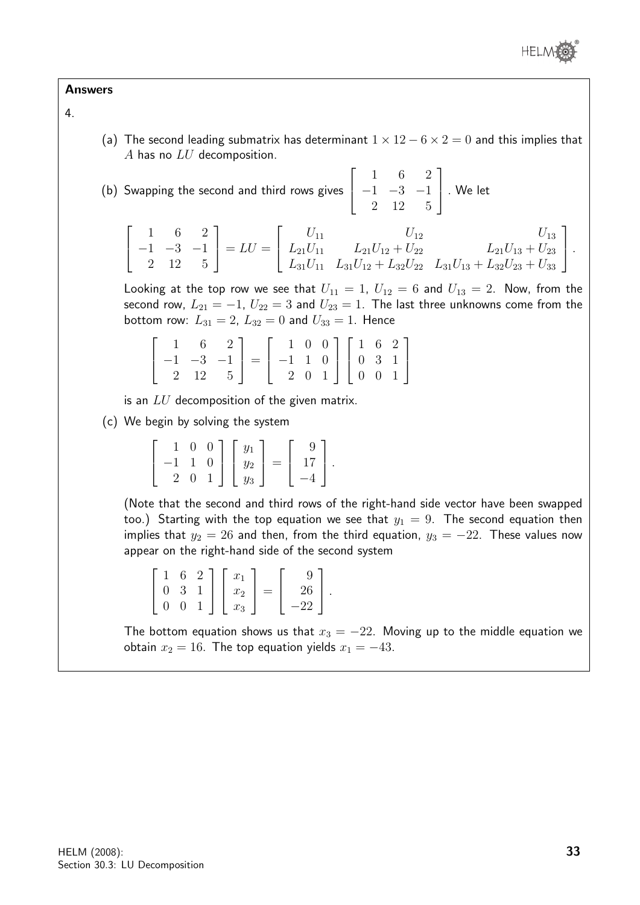**Answers**

4.

(a) The second leading submatrix has determinant $1 \times 12 - 6 \times 2 = 0$ and this implies that $A$ has no $LU$ decomposition.

(b) Swapping the second and third rows gives $\begin{bmatrix} 1 & 6 & 2 \\ -1 & -3 & -1 \\ 2 & 12 & 5 \end{bmatrix}$. We let

$$\begin{bmatrix} 1 & 6 & 2 \\ -1 & -3 & -1 \\ 2 & 12 & 5 \end{bmatrix} = LU = \begin{bmatrix} U_{11} & U_{12} & U_{13} \\ L_{21}U_{11} & L_{21}U_{12} + U_{22} & L_{21}U_{13} + U_{23} \\ L_{31}U_{11} & L_{31}U_{12} + L_{32}U_{22} & L_{31}U_{13} + L_{32}U_{23} + U_{33} \end{bmatrix}.$$

Looking at the top row we see that $U_{11} = 1$, $U_{12} = 6$ and $U_{13} = 2$. Now, from the second row, $L_{21} = -1$, $U_{22} = 3$ and $U_{23} = 1$. The last three unknowns come from the bottom row: $L_{31} = 2$, $L_{32} = 0$ and $U_{33} = 1$. Hence

$$\begin{bmatrix} 1 & 6 & 2 \\ -1 & -3 & -1 \\ 2 & 12 & 5 \end{bmatrix} = \begin{bmatrix} 1 & 0 & 0 \\ -1 & 1 & 0 \\ 2 & 0 & 1 \end{bmatrix} \begin{bmatrix} 1 & 6 & 2 \\ 0 & 3 & 1 \\ 0 & 0 & 1 \end{bmatrix}$$

is an $LU$ decomposition of the given matrix.

(c) We begin by solving the system

$$\begin{bmatrix} 1 & 0 & 0 \\ -1 & 1 & 0 \\ 2 & 0 & 1 \end{bmatrix} \begin{bmatrix} y_1 \\ y_2 \\ y_3 \end{bmatrix} = \begin{bmatrix} 9 \\ 17 \\ -4 \end{bmatrix}.$$

(Note that the second and third rows of the right-hand side vector have been swapped too.) Starting with the top equation we see that $y_1 = 9$. The second equation then implies that $y_2 = 26$ and then, from the third equation, $y_3 = -22$. These values now appear on the right-hand side of the second system

$$\begin{bmatrix} 1 & 6 & 2 \\ 0 & 3 & 1 \\ 0 & 0 & 1 \end{bmatrix} \begin{bmatrix} x_1 \\ x_2 \\ x_3 \end{bmatrix} = \begin{bmatrix} 9 \\ 26 \\ -22 \end{bmatrix}.$$

The bottom equation shows us that $x_3 = -22$. Moving up to the middle equation we obtain $x_2 = 16$. The top equation yields $x_1 = -43$.